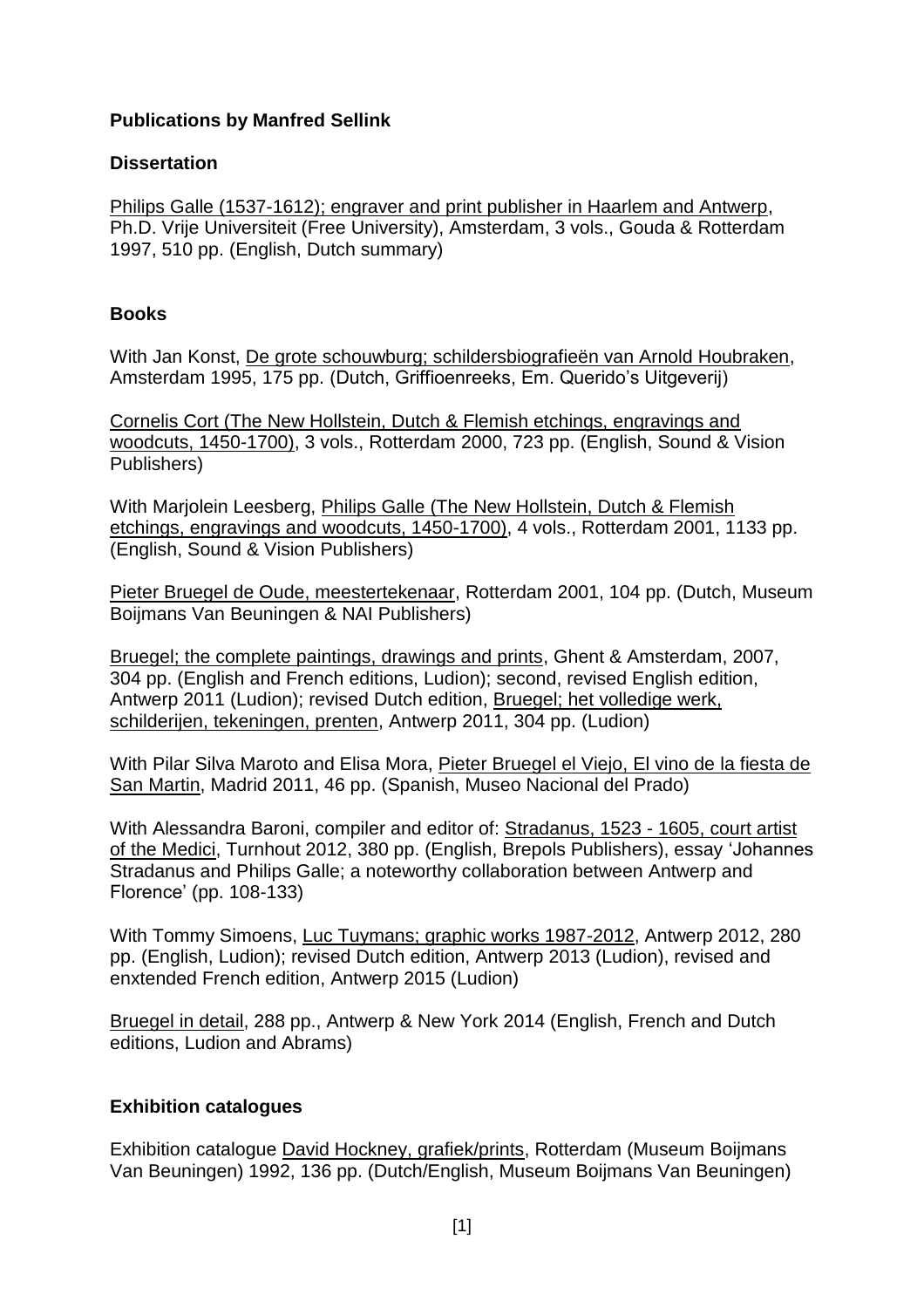**Publications by Manfred Sellink**

**Dissertation**

Philips Galle (1537-1612); engraver and print publisher in Haarlem and Antwerp, Ph.D. Vrije Universiteit (Free University), Amsterdam, 3 vols., Gouda & Rotterdam 1997, 510 pp. (English, Dutch summary)

**Books**

With Jan Konst, De grote schouwburg; schildersbiografieën van Arnold Houbraken, Amsterdam 1995, 175 pp. (Dutch, Griffioenreeks, Em. Querido's Uitgeverij)

Cornelis Cort (The New Hollstein, Dutch & Flemish etchings, engravings and woodcuts, 1450-1700), 3 vols., Rotterdam 2000, 723 pp. (English, Sound & Vision Publishers)

With Marjolein Leesberg, Philips Galle (The New Hollstein, Dutch & Flemish etchings, engravings and woodcuts, 1450-1700), 4 vols., Rotterdam 2001, 1133 pp. (English, Sound & Vision Publishers)

Pieter Bruegel de Oude, meestertekenaar, Rotterdam 2001, 104 pp. (Dutch, Museum Boijmans Van Beuningen & NAI Publishers)

Bruegel; the complete paintings, drawings and prints, Ghent & Amsterdam, 2007, 304 pp. (English and French editions, Ludion); second, revised English edition, Antwerp 2011 (Ludion); revised Dutch edition, Bruegel; het volledige werk, schilderijen, tekeningen, prenten, Antwerp 2011, 304 pp. (Ludion)

With Pilar Silva Maroto and Elisa Mora, Pieter Bruegel el Viejo, El vino de la fiesta de San Martin, Madrid 2011, 46 pp. (Spanish, Museo Nacional del Prado)

With Alessandra Baroni, compiler and editor of: Stradanus, 1523 - 1605, court artist of the Medici, Turnhout 2012, 380 pp. (English, Brepols Publishers), essay 'Johannes Stradanus and Philips Galle; a noteworthy collaboration between Antwerp and Florence' (pp. 108-133)

With Tommy Simoens, Luc Tuymans; graphic works 1987-2012, Antwerp 2012, 280 pp. (English, Ludion); revised Dutch edition, Antwerp 2013 (Ludion), revised and enxtended French edition, Antwerp 2015 (Ludion)

Bruegel in detail, 288 pp., Antwerp & New York 2014 (English, French and Dutch editions, Ludion and Abrams)

**Exhibition catalogues**

Exhibition catalogue David Hockney, grafiek/prints, Rotterdam (Museum Boijmans Van Beuningen) 1992, 136 pp. (Dutch/English, Museum Boijmans Van Beuningen)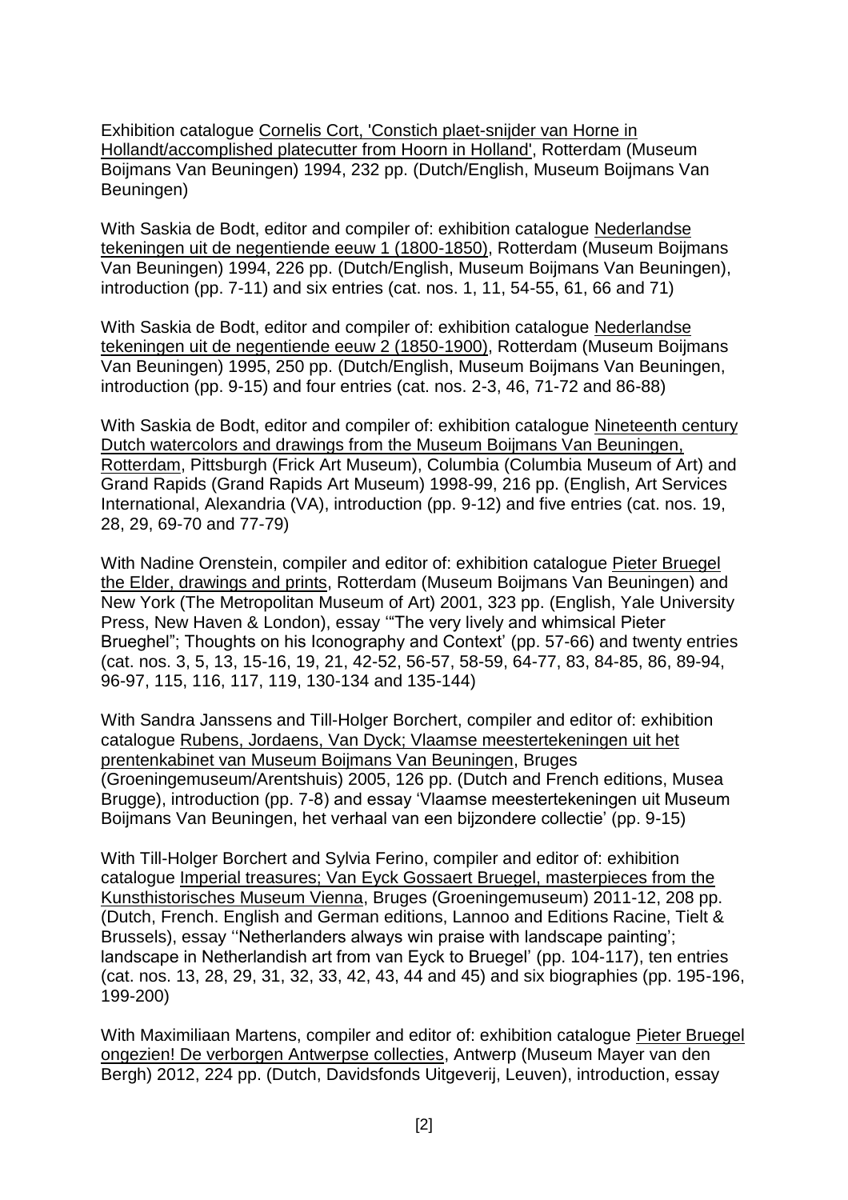Exhibition catalogue Cornelis Cort, 'Constich plaet-snijder van Horne in Hollandt/accomplished platecutter from Hoorn in Holland', Rotterdam (Museum Boijmans Van Beuningen) 1994, 232 pp. (Dutch/English, Museum Boijmans Van Beuningen)

With Saskia de Bodt, editor and compiler of: exhibition catalogue Nederlandse tekeningen uit de negentiende eeuw 1 (1800-1850), Rotterdam (Museum Boijmans Van Beuningen) 1994, 226 pp. (Dutch/English, Museum Boijmans Van Beuningen), introduction (pp. 7-11) and six entries (cat. nos. 1, 11, 54-55, 61, 66 and 71)

With Saskia de Bodt, editor and compiler of: exhibition catalogue Nederlandse tekeningen uit de negentiende eeuw 2 (1850-1900), Rotterdam (Museum Boijmans Van Beuningen) 1995, 250 pp. (Dutch/English, Museum Boijmans Van Beuningen, introduction (pp. 9-15) and four entries (cat. nos. 2-3, 46, 71-72 and 86-88)

With Saskia de Bodt, editor and compiler of: exhibition catalogue Nineteenth century Dutch watercolors and drawings from the Museum Boijmans Van Beuningen, Rotterdam, Pittsburgh (Frick Art Museum), Columbia (Columbia Museum of Art) and Grand Rapids (Grand Rapids Art Museum) 1998-99, 216 pp. (English, Art Services International, Alexandria (VA), introduction (pp. 9-12) and five entries (cat. nos. 19, 28, 29, 69-70 and 77-79)

With Nadine Orenstein, compiler and editor of: exhibition catalogue Pieter Bruegel the Elder, drawings and prints, Rotterdam (Museum Boijmans Van Beuningen) and New York (The Metropolitan Museum of Art) 2001, 323 pp. (English, Yale University Press, New Haven & London), essay '"The very lively and whimsical Pieter Brueghel"; Thoughts on his Iconography and Context' (pp. 57-66) and twenty entries (cat. nos. 3, 5, 13, 15-16, 19, 21, 42-52, 56-57, 58-59, 64-77, 83, 84-85, 86, 89-94, 96-97, 115, 116, 117, 119, 130-134 and 135-144)

With Sandra Janssens and Till-Holger Borchert, compiler and editor of: exhibition catalogue Rubens, Jordaens, Van Dyck; Vlaamse meestertekeningen uit het prentenkabinet van Museum Boijmans Van Beuningen, Bruges (Groeningemuseum/Arentshuis) 2005, 126 pp. (Dutch and French editions, Musea Brugge), introduction (pp. 7-8) and essay 'Vlaamse meestertekeningen uit Museum Boijmans Van Beuningen, het verhaal van een bijzondere collectie' (pp. 9-15)

With Till-Holger Borchert and Sylvia Ferino, compiler and editor of: exhibition catalogue Imperial treasures; Van Eyck Gossaert Bruegel, masterpieces from the Kunsthistorisches Museum Vienna, Bruges (Groeningemuseum) 2011-12, 208 pp. (Dutch, French. English and German editions, Lannoo and Editions Racine, Tielt & Brussels), essay ''Netherlanders always win praise with landscape painting'; landscape in Netherlandish art from van Eyck to Bruegel' (pp. 104-117), ten entries (cat. nos. 13, 28, 29, 31, 32, 33, 42, 43, 44 and 45) and six biographies (pp. 195-196, 199-200)

With Maximiliaan Martens, compiler and editor of: exhibition catalogue Pieter Bruegel ongezien! De verborgen Antwerpse collecties, Antwerp (Museum Mayer van den Bergh) 2012, 224 pp. (Dutch, Davidsfonds Uitgeverij, Leuven), introduction, essay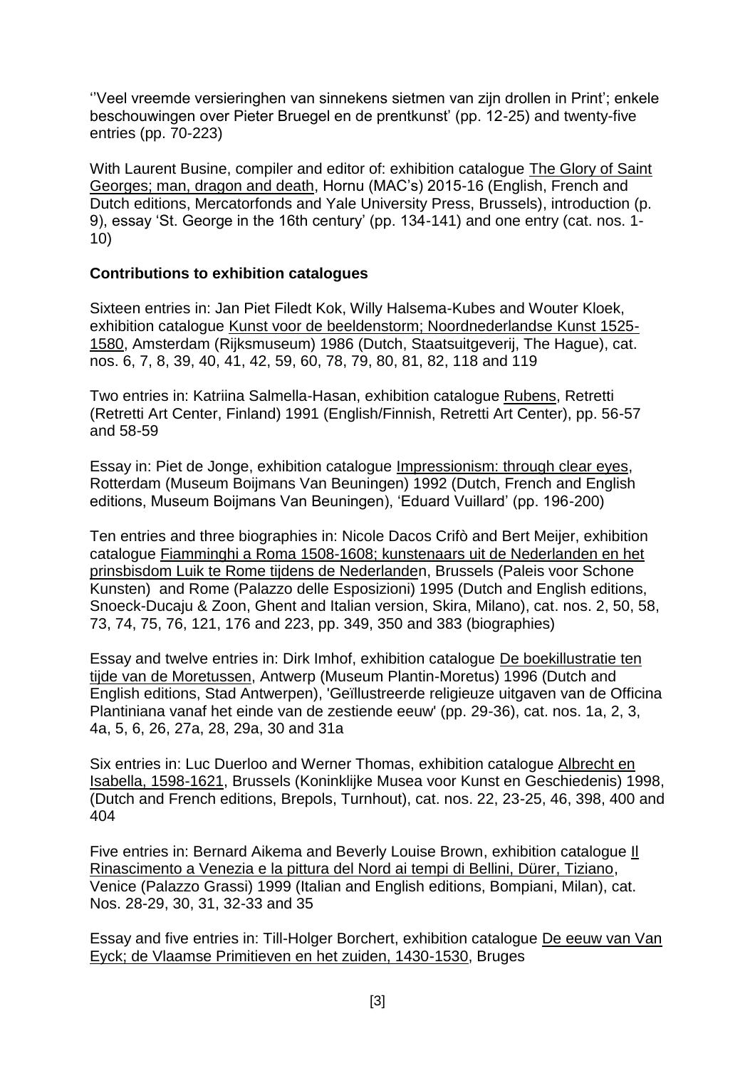''Veel vreemde versieringhen van sinnekens sietmen van zijn drollen in Print'; enkele beschouwingen over Pieter Bruegel de prentkunst' (pp. 12-25) and twenty-five entries (pp. 70-223)

With Laurent Busine, compiler and editor of: exhibition catalogue The Glory of Saint Georges; man, dragon and death, Hornu (MAC's) 2015-16 (English, French and Dutch editions, Mercatorfonds and Yale University Press, Brussels), introduction (p. 9), essay 'St. George in the 16th century' (pp. 134-141) and one entry (cat. nos. 1-10)

**Contributions to exhibition catalogues**

Sixteen entries in: Jan Piet Filedt Kok, Willy Halsema-Kubes and Wouter Kloek, exhibition catalogue Kunst voor de beeldenstorm; Noordnederlandse Kunst 1525-1580, Amsterdam (Rijksmuseum) 1986 (Dutch, Staatsuitgeverij, The Hague), cat. nos. 6, 7, 8, 39, 40, 41, 42, 59, 60, 78, 79, 80, 81, 82, 118 and 119

Two entries in: Katriina Salmella-Hasan, exhibition catalogue Rubens, Retretti (Retretti Art Center, Finland) 1991 (English/Finnish, Retretti Art Center), pp. 56-57 and 58-59

Essay in: Piet de Jonge, exhibition catalogue Impressionism: through clear eyes, Rotterdam (Museum Boijmans Van Beuningen) 1992 (Dutch, French and English editions, Museum Boijmans Van Beuningen), 'Eduard Vuillard' (pp. 196-200)

Ten entries and three biographies in: Nicole Dacos Crifò and Bert Meijer, exhibition catalogue Fiamminghi a Roma 1508-1608; kunstenaars uit de Nederlanden en het prinsbisdom Luik te Rome tijdens de Nederlanden, Brussels (Paleis voor Schone Kunsten) and Rome (Palazzo delle Esposizioni) 1995 (Dutch and English editions, Snoeck-Ducaju & Zoon, Ghent and Italian version, Skira, Milano), cat. nos. 2, 50, 58, 73, 74, 75, 76, 121, 176 and 223, pp. 349, 350 and 383 (biographies)

Essay and twelve entries in: Dirk Imhof, exhibition catalogue De boekillustratie ten tijde van de Moretussen, Antwerp (Museum Plantin-Moretus) 1996 (Dutch and English editions, Stad Antwerpen), 'Geïllustreerde religieuze uitgaven van de Officina Plantiniana vanaf het einde van de zestiende eeuw' (pp. 29-36), cat. nos. 1a, 2, 3, 4a, 5, 6, 26, 27a, 28, 29a, 30 and 31a

Six entries in: Luc Duerloo and Werner Thomas, exhibition catalogue Albrecht en Isabella, 1598-1621, Brussels (Koninklijke Musea voor Kunst en Geschiedenis) 1998, (Dutch and French editions, Brepols, Turnhout), cat. nos. 22, 23-25, 46, 398, 400 and 404

Five entries in: Bernard Aikema and Beverly Louise Brown, exhibition catalogue Il Rinascimento a Venezia e la pittura del Nord ai tempi di Bellini, Dürer, Tiziano, Venice (Palazzo Grassi) 1999 (Italian and English editions, Bompiani, Milan), cat. Nos. 28-29, 30, 31, 32-33 and 35

Essay and five entries in: Till-Holger Borchert, exhibition catalogue De eeuw van Van Eyck; de Vlaamse Primitieven en het zuiden, 1430-1530, Bruges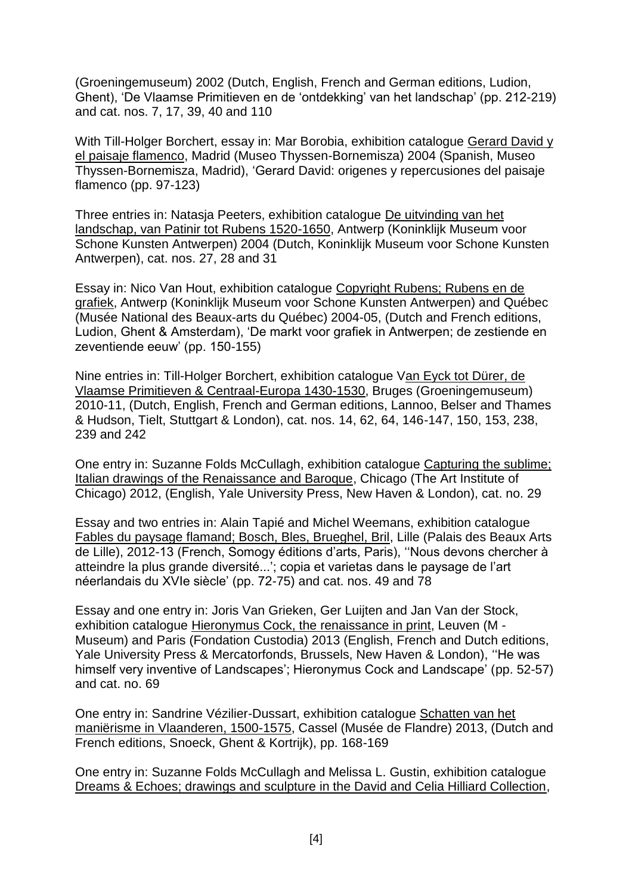(Groeningemuseum) 2002 (Dutch, English, French and German editions, Ludion, Ghent), 'De Vlaamse Primitieven en de 'ontdekking' van het landschap' (pp. 212-219) and cat. nos. 7, 17, 39, 40 and 110

With Till-Holger Borchert, essay in: Mar Borobia, exhibition catalogue Gerard David y el paisaje flamenco, Madrid (Museo Thyssen-Bornemisza) 2004 (Spanish, Museo Thyssen-Bornemisza, Madrid), 'Gerard David: origenes y repercusiones del paisaje flamenco (pp. 97-123)

Three entries in: Natasja Peeters, exhibition catalogue De uitvinding van het landschap, van Patinir tot Rubens 1520-1650, Antwerp (Koninklijk Museum voor Schone Kunsten Antwerpen) 2004 (Dutch, Koninklijk Museum voor Schone Kunsten Antwerpen), cat. nos. 27, 28 and 31

Essay in: Nico Van Hout, exhibition catalogue Copyright Rubens; Rubens en de grafiek, Antwerp (Koninklijk Museum voor Schone Kunsten Antwerpen) and Québec (Musée National des Beaux-arts du Québec) 2004-05, (Dutch and French editions, Ludion, Ghent & Amsterdam), 'De markt voor grafiek in Antwerpen; de zestiende en zeventiende eeuw' (pp. 150-155)

Nine entries in: Till-Holger Borchert, exhibition catalogue Van Eyck tot Dürer, de Vlaamse Primitieven & Centraal-Europa 1430-1530, Bruges (Groeningemuseum) 2010-11, (Dutch, English, French and German editions, Lannoo, Belser and Thames & Hudson, Tielt, Stuttgart & London), cat. nos. 14, 62, 64, 146-147, 150, 153, 238, 239 and 242

One entry in: Suzanne Folds McCullagh, exhibition catalogue Capturing the sublime; Italian drawings of the Renaissance and Baroque, Chicago (The Art Institute of Chicago) 2012, (English, Yale University Press, New Haven & London), cat. no. 29

Essay and two entries in: Alain Tapié and Michel Weemans, exhibition catalogue Fables du paysage flamand; Bosch, Bles, Brueghel, Bril, Lille (Palais des Beaux Arts de Lille), 2012-13 (French, Somogy éditions d'arts, Paris), ''Nous devons chercher à atteindre la plus grande diversité...'; copia et varietas dans le paysage de l'art néerlandais du XVIe siècle' (pp. 72-75) and cat. nos. 49 and 78

Essay and one entry in: Joris Van Grieken, Ger Luijten and Jan Van der Stock, exhibition catalogue Hieronymus Cock, the renaissance in print, Leuven (M - Museum) and Paris (Fondation Custodia) 2013 (English, French and Dutch editions, Yale University Press & Mercatorfonds, Brussels, New Haven & London), ''He was himself very inventive of Landscapes'; Hieronymus Cock and Landscape' (pp. 52-57) and cat. no. 69

One entry in: Sandrine Vézilier-Dussart, exhibition catalogue Schatten van het maniërisme in Vlaanderen, 1500-1575, Cassel (Musée de Flandre) 2013, (Dutch and French editions, Snoeck, Ghent & Kortrijk), pp. 168-169

One entry in: Suzanne Folds McCullagh and Melissa L. Gustin, exhibition catalogue Dreams & Echoes; drawings and sculpture in the David and Celia Hilliard Collection,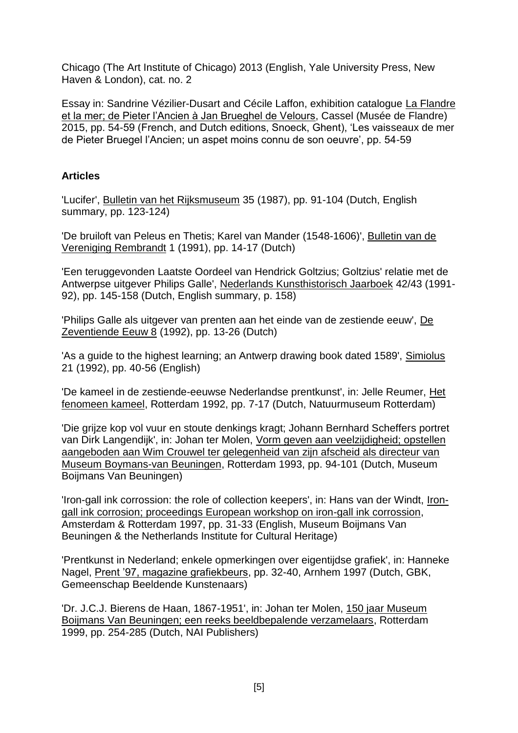Chicago (The Art Institute of Chicago) 2013 (English, Yale University Press, New Haven & London), cat. no. 2

Essay in: Sandrine Vézilier-Dusart and Cécile Laffon, exhibition catalogue La Flandre et la mer; de Pieter l'Ancien à Jan Brueghel de Velours, Cassel (Musée de Flandre) 2015, pp. 54-59 (French, and Dutch editions, Snoeck, Ghent), 'Les vaisseaux de mer de Pieter Bruegel l'Ancien; un aspet moins connu de son oeuvre', pp. 54-59

**Articles**

'Lucifer', Bulletin van het Rijksmuseum 35 (1987), pp. 91-104 (Dutch, English summary, pp. 123-124)

'De bruiloft van Peleus en Thetis; Karel van Mander (1548-1606)', Bulletin van de Vereniging Rembrandt 1 (1991), pp. 14-17 (Dutch)

'Een teruggevonden Laatste Oordeel van Hendrick Goltzius; Goltzius' relatie met de Antwerpse uitgever Philips Galle', Nederlands Kunsthistorisch Jaarboek 42/43 (1991-92), pp. 145-158 (Dutch, English summary, p. 158)

'Philips Galle als uitgever van prenten aan het einde van de zestiende eeuw', De Zeventiende Eeuw 8 (1992), pp. 13-26 (Dutch)

'As a guide to the highest learning; an Antwerp drawing book dated 1589', Simiolus 21 (1992), pp. 40-56 (English)

'De kameel in de zestiende-eeuwse Nederlandse prentkunst', in: Jelle Reumer, Het fenomeen kameel, Rotterdam 1992, pp. 7-17 (Dutch, Natuurmuseum Rotterdam)

'Die grijze kop vol vuur en stoute denkings kragt; Johann Bernhard Scheffers portret van Dirk Langendijk', in: Johan ter Molen, Vorm geven aan veelzijdigheid; opstellen aangeboden aan Wim Crouwel ter gelegenheid van zijn afscheid als directeur van Museum Boymans-van Beuningen, Rotterdam 1993, pp. 94-101 (Dutch, Museum Boijmans Van Beuningen)

'Iron-gall ink corrossion: the role of collection keepers', in: Hans van der Windt, Iron-gall ink corrosion; proceedings European workshop on iron-gall ink corrossion, Amsterdam & Rotterdam 1997, pp. 31-33 (English, Museum Boijmans Van Beuningen & the Netherlands Institute for Cultural Heritage)

'Prentkunst in Nederland; enkele opmerkingen over eigentijdse grafiek', in: Hanneke Nagel, Prent '97, magazine grafiekbeurs, pp. 32-40, Arnhem 1997 (Dutch, GBK, Gemeenschap Beeldende Kunstenaars)

'Dr. J.C.J. Bierens de Haan, 1867-1951', in: Johan ter Molen, 150 jaar Museum Boijmans Van Beuningen; een reeks beeldbepalende verzamelaars, Rotterdam 1999, pp. 254-285 (Dutch, NAI Publishers)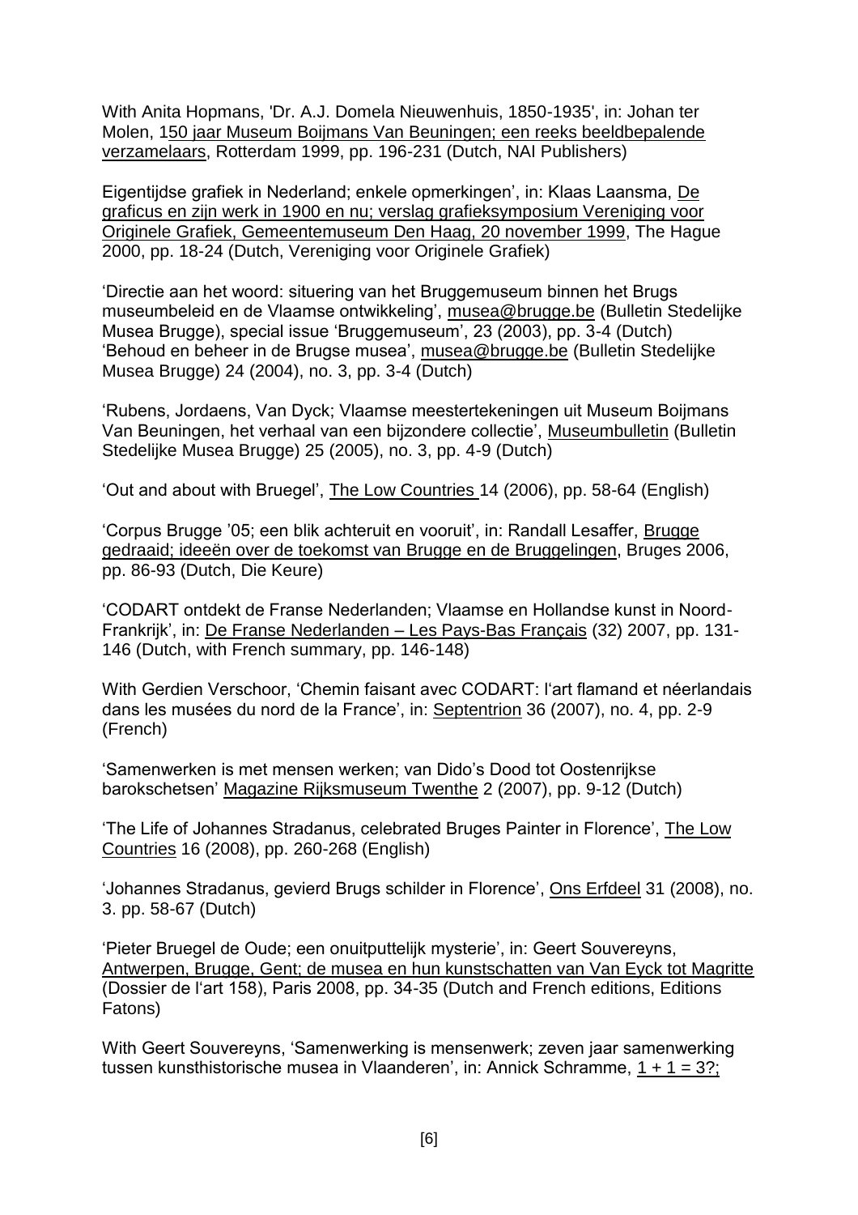With Anita Hopmans, 'Dr. A.J. Domela Nieuwenhuis, 1850-1935', in: Johan ter Molen, 150 jaar Museum Boijmans Van Beuningen; een reeks beeldbepalende verzamelaars, Rotterdam 1999, pp. 196-231 (Dutch, NAI Publishers)

Eigentijdse grafiek in Nederland; enkele opmerkingen', in: Klaas Laansma, De graficus en zijn werk in 1900 en nu; verslag grafieksymposium Vereniging voor Originele Grafiek, Gemeentemuseum Den Haag, 20 november 1999, The Hague 2000, pp. 18-24 (Dutch, Vereniging voor Originele Grafiek)

'Directie aan het woord: situering van het Bruggemuseum binnen het Brugs museumbeleid en de Vlaamse ontwikkeling', musea@brugge.be (Bulletin Stedelijke Musea Brugge), special issue 'Bruggemuseum', 23 (2003), pp. 3-4 (Dutch)
'Behoud en beheer in de Brugse musea', musea@brugge.be (Bulletin Stedelijke Musea Brugge) 24 (2004), no. 3, pp. 3-4 (Dutch)

'Rubens, Jordaens, Van Dyck; Vlaamse meestertekeningen uit Museum Boijmans Van Beuningen, het verhaal van een bijzondere collectie', Museumbulletin (Bulletin Stedelijke Musea Brugge) 25 (2005), no. 3, pp. 4-9 (Dutch)

'Out and about with Bruegel', The Low Countries 14 (2006), pp. 58-64 (English)

'Corpus Brugge '05; een blik achteruit en vooruit', in: Randall Lesaffer, Brugge gedraaid; ideeën over de toekomst van Brugge en de Bruggelingen, Bruges 2006, pp. 86-93 (Dutch, Die Keure)

'CODART ontdekt de Franse Nederlanden; Vlaamse en Hollandse kunst in Noord-Frankrijk', in: De Franse Nederlanden – Les Pays-Bas Français (32) 2007, pp. 131-146 (Dutch, with French summary, pp. 146-148)

With Gerdien Verschoor, 'Chemin faisant avec CODART: l'art flamand et néerlandais dans les musées du nord de la France', in: Septentrion 36 (2007), no. 4, pp. 2-9 (French)

'Samenwerken is met mensen werken; van Dido's Dood tot Oostenrijkse barokschetsen' Magazine Rijksmuseum Twenthe 2 (2007), pp. 9-12 (Dutch)

'The Life of Johannes Stradanus, celebrated Bruges Painter in Florence', The Low Countries 16 (2008), pp. 260-268 (English)

'Johannes Stradanus, gevierd Brugs schilder in Florence', Ons Erfdeel 31 (2008), no. 3. pp. 58-67 (Dutch)

'Pieter Bruegel de Oude; een onuitputtelijk mysterie', in: Geert Souvereyns, Antwerpen, Brugge, Gent; de musea en hun kunstschatten van Van Eyck tot Magritte (Dossier de l'art 158), Paris 2008, pp. 34-35 (Dutch and French editions, Editions Fatons)

With Geert Souvereyns, 'Samenwerking is mensenwerk; zeven jaar samenwerking tussen kunsthistorische musea in Vlaanderen', in: Annick Schramme, 1 + 1 = 3?;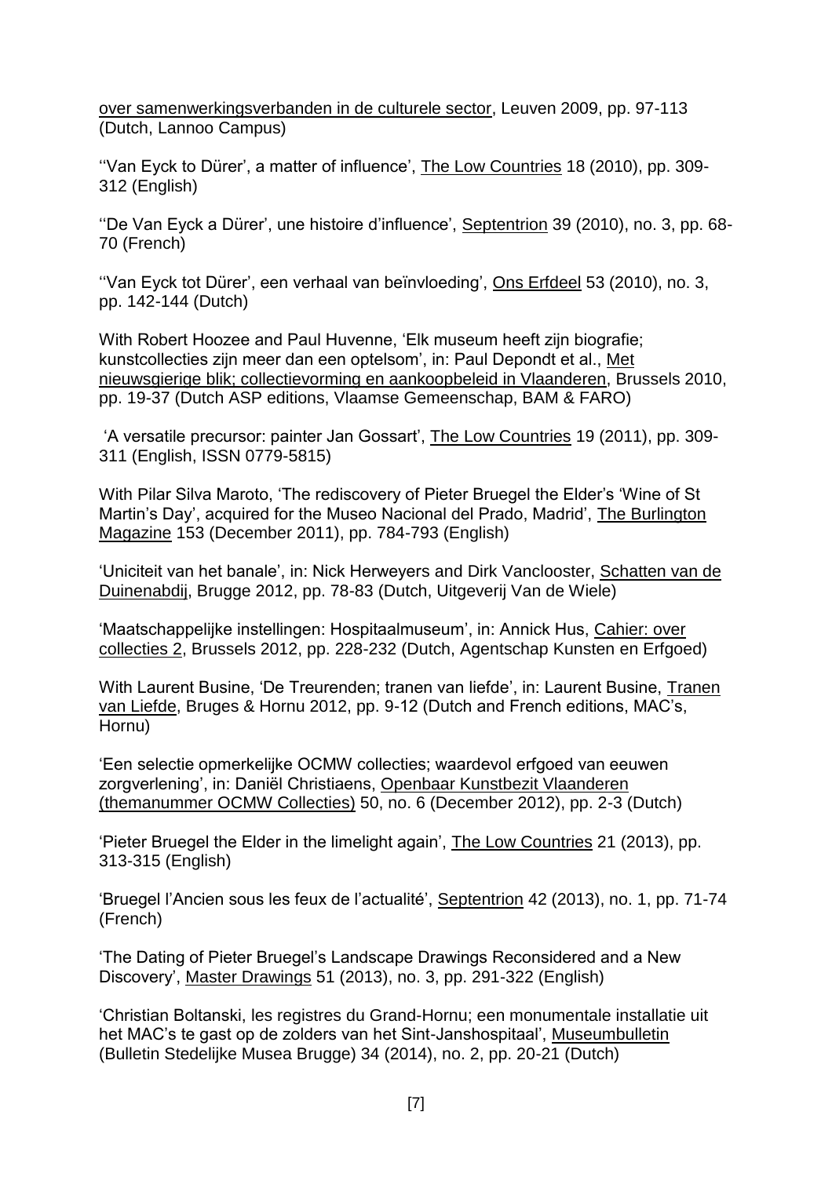over samenwerkingsverbanden in de culturele sector, Leuven 2009, pp. 97-113 (Dutch, Lannoo Campus)

''Van Eyck to Dürer', a matter of influence', The Low Countries 18 (2010), pp. 309-312 (English)

''De Van Eyck a Dürer', une histoire d'influence', Septentrion 39 (2010), no. 3, pp. 68-70 (French)

''Van Eyck tot Dürer', een verhaal van beïnvloeding', Ons Erfdeel 53 (2010), no. 3, pp. 142-144 (Dutch)

With Robert Hoozee and Paul Huvenne, 'Elk museum heeft zijn biografie; kunstcollecties zijn meer dan een optelsom', in: Paul Depondt et al., Met nieuwsgierige blik; collectievorming en aankoopbeleid in Vlaanderen, Brussels 2010, pp. 19-37 (Dutch ASP editions, Vlaamse Gemeenschap, BAM & FARO)

'A versatile precursor: painter Jan Gossart', The Low Countries 19 (2011), pp. 309-311 (English, ISSN 0779-5815)

With Pilar Silva Maroto, 'The rediscovery of Pieter Bruegel the Elder's 'Wine of St Martin's Day', acquired for the Museo Nacional del Prado, Madrid', The Burlington Magazine 153 (December 2011), pp. 784-793 (English)

'Uniciteit van het banale', in: Nick Herweyers and Dirk Vanclooster, Schatten van de Duinenabdij, Brugge 2012, pp. 78-83 (Dutch, Uitgeverij Van de Wiele)

'Maatschappelijke instellingen: Hospitaalmuseum', in: Annick Hus, Cahier: over collecties 2, Brussels 2012, pp. 228-232 (Dutch, Agentschap Kunsten en Erfgoed)

With Laurent Busine, 'De Treurenden; tranen van liefde', in: Laurent Busine, Tranen van Liefde, Bruges & Hornu 2012, pp. 9-12 (Dutch and French editions, MAC's, Hornu)

'Een selectie opmerkelijke OCMW collecties; waardevol erfgoed van eeuwen zorgverlening', in: Daniël Christiaens, Openbaar Kunstbezit Vlaanderen (themanummer OCMW Collecties) 50, no. 6 (December 2012), pp. 2-3 (Dutch)

'Pieter Bruegel the Elder in the limelight again', The Low Countries 21 (2013), pp. 313-315 (English)

'Bruegel l'Ancien sous les feux de l'actualité', Septentrion 42 (2013), no. 1, pp. 71-74 (French)

'The Dating of Pieter Bruegel's Landscape Drawings Reconsidered and a New Discovery', Master Drawings 51 (2013), no. 3, pp. 291-322 (English)

'Christian Boltanski, les registres du Grand-Hornu; een monumentale installatie uit het MAC's te gast op de zolders van het Sint-Janshospitaal', Museumbulletin (Bulletin Stedelijke Musea Brugge) 34 (2014), no. 2, pp. 20-21 (Dutch)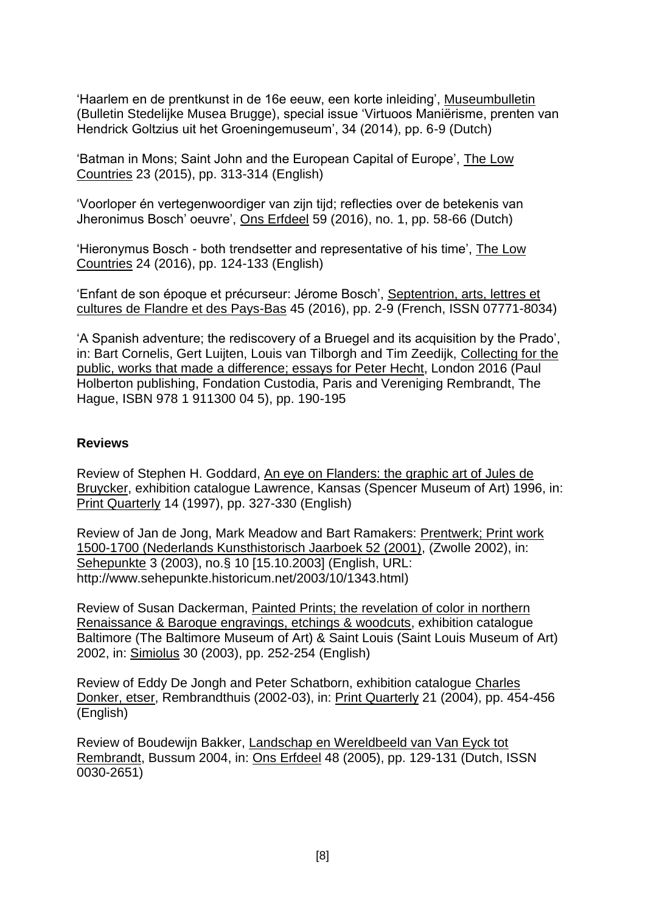'Haarlem en de prentkunst in de 16e eeuw, een korte inleiding', Museumbulletin (Bulletin Stedelijke Musea Brugge), special issue 'Virtuoos Maniërisme, prenten van Hendrick Goltzius uit het Groeningemuseum', 34 (2014), pp. 6-9 (Dutch)

'Batman in Mons; Saint John and the European Capital of Europe', The Low Countries 23 (2015), pp. 313-314 (English)

'Voorloper én vertegenwoordiger van zijn tijd; reflecties over de betekenis van Jheronimus Bosch' oeuvre', Ons Erfdeel 59 (2016), no. 1, pp. 58-66 (Dutch)

'Hieronymus Bosch - both trendsetter and representative of his time', The Low Countries 24 (2016), pp. 124-133 (English)

'Enfant de son époque et précurseur: Jérome Bosch', Septentrion, arts, lettres et cultures de Flandre et des Pays-Bas 45 (2016), pp. 2-9 (French, ISSN 07771-8034)

'A Spanish adventure; the rediscovery of a Bruegel and its acquisition by the Prado', in: Bart Cornelis, Gert Luijten, Louis van Tilborgh and Tim Zeedijk, Collecting for the public, works that made a difference; essays for Peter Hecht, London 2016 (Paul Holberton publishing, Fondation Custodia, Paris and Vereniging Rembrandt, The Hague, ISBN 978 1 911300 04 5), pp. 190-195

**Reviews**

Review of Stephen H. Goddard, An eye on Flanders: the graphic art of Jules de Bruycker, exhibition catalogue Lawrence, Kansas (Spencer Museum of Art) 1996, in: Print Quarterly 14 (1997), pp. 327-330 (English)

Review of Jan de Jong, Mark Meadow and Bart Ramakers: Prentwerk; Print work 1500-1700 (Nederlands Kunsthistorisch Jaarboek 52 (2001), (Zwolle 2002), in: Sehepunkte 3 (2003), no.§ 10 [15.10.2003] (English, URL: http://www.sehepunkte.historicum.net/2003/10/1343.html)

Review of Susan Dackerman, Painted Prints; the revelation of color in northern Renaissance & Baroque engravings, etchings & woodcuts, exhibition catalogue Baltimore (The Baltimore Museum of Art) & Saint Louis (Saint Louis Museum of Art) 2002, in: Simiolus 30 (2003), pp. 252-254 (English)

Review of Eddy De Jongh and Peter Schatborn, exhibition catalogue Charles Donker, etser, Rembrandthuis (2002-03), in: Print Quarterly 21 (2004), pp. 454-456 (English)

Review of Boudewijn Bakker, Landschap en Wereldbeeld van Van Eyck tot Rembrandt, Bussum 2004, in: Ons Erfdeel 48 (2005), pp. 129-131 (Dutch, ISSN 0030-2651)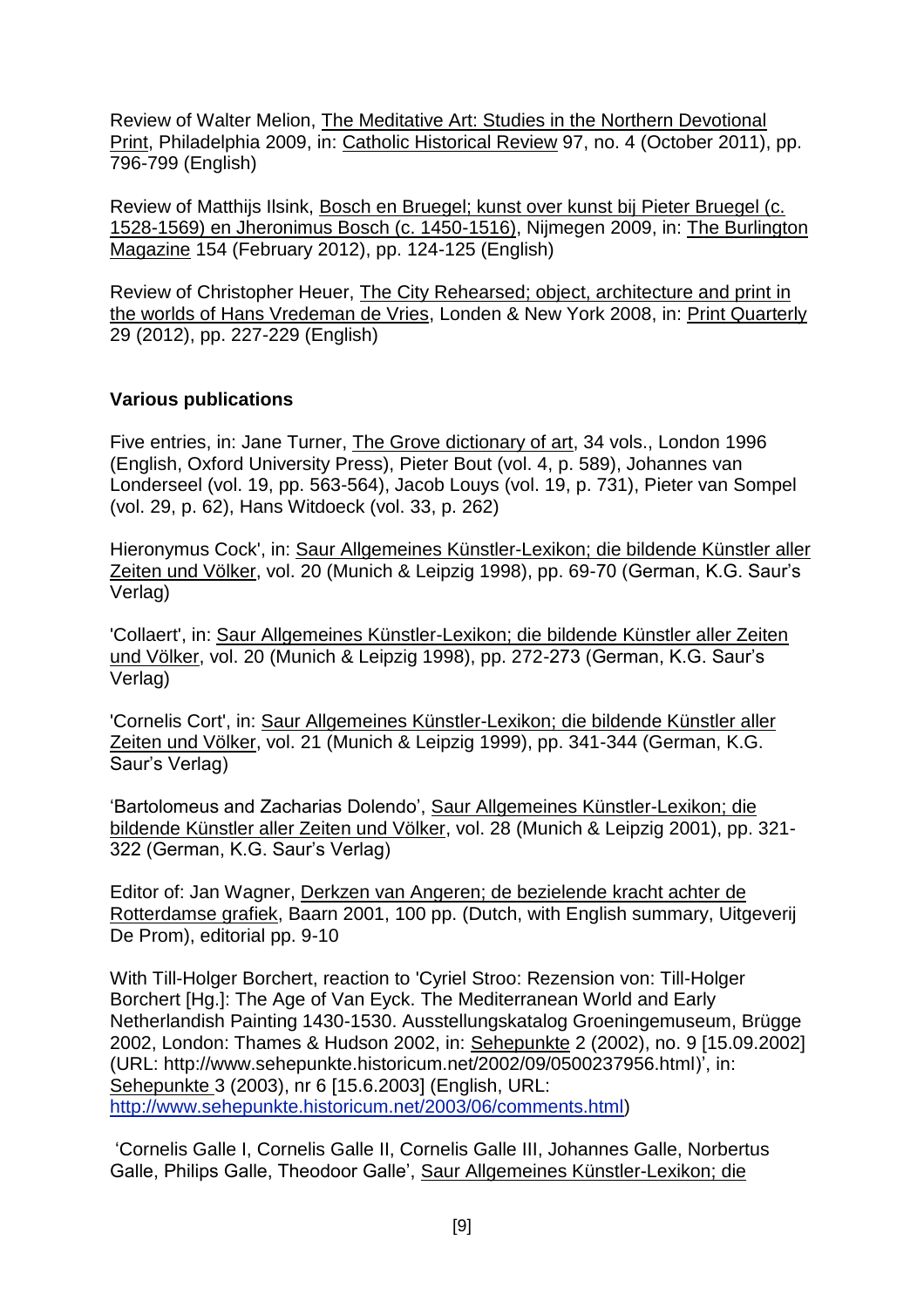Review of Walter Melion, The Meditative Art: Studies in the Northern Devotional Print, Philadelphia 2009, in: Catholic Historical Review 97, no. 4 (October 2011), pp. 796-799 (English)

Review of Matthijs Ilsink, Bosch en Bruegel; kunst over kunst bij Pieter Bruegel (c. 1528-1569) en Jheronimus Bosch (c. 1450-1516), Nijmegen 2009, in: The Burlington Magazine 154 (February 2012), pp. 124-125 (English)

Review of Christopher Heuer, The City Rehearsed; object, architecture and print in the worlds of Hans Vredeman de Vries, Londen & New York 2008, in: Print Quarterly 29 (2012), pp. 227-229 (English)

**Various publications**

Five entries, in: Jane Turner, The Grove dictionary of art, 34 vols., London 1996 (English, Oxford University Press), Pieter Bout (vol. 4, p. 589), Johannes van Londerseel (vol. 19, pp. 563-564), Jacob Louys (vol. 19, p. 731), Pieter van Sompel (vol. 29, p. 62), Hans Witdoeck (vol. 33, p. 262)

Hieronymus Cock', in: Saur Allgemeines Künstler-Lexikon; die bildende Künstler aller Zeiten und Völker, vol. 20 (Munich & Leipzig 1998), pp. 69-70 (German, K.G. Saur's Verlag)

'Collaert', in: Saur Allgemeines Künstler-Lexikon; die bildende Künstler aller Zeiten und Völker, vol. 20 (Munich & Leipzig 1998), pp. 272-273 (German, K.G. Saur's Verlag)

'Cornelis Cort', in: Saur Allgemeines Künstler-Lexikon; die bildende Künstler aller Zeiten und Völker, vol. 21 (Munich & Leipzig 1999), pp. 341-344 (German, K.G. Saur's Verlag)

'Bartolomeus and Zacharias Dolendo', Saur Allgemeines Künstler-Lexikon; die bildende Künstler aller Zeiten und Völker, vol. 28 (Munich & Leipzig 2001), pp. 321-322 (German, K.G. Saur's Verlag)

Editor of: Jan Wagner, Derkzen van Angeren; de bezielende kracht achter de Rotterdamse grafiek, Baarn 2001, 100 pp. (Dutch, with English summary, Uitgeverij De Prom), editorial pp. 9-10

With Till-Holger Borchert, reaction to 'Cyriel Stroo: Rezension von: Till-Holger Borchert [Hg.]: The Age of Van Eyck. The Mediterranean World and Early Netherlandish Painting 1430-1530. Ausstellungskatalog Groeningemuseum, Brügge 2002, London: Thames & Hudson 2002, in: Sehepunkte 2 (2002), no. 9 [15.09.2002] (URL: http://www.sehepunkte.historicum.net/2002/09/0500237956.html)', in: Sehepunkte 3 (2003), nr 6 [15.6.2003] (English, URL: http://www.sehepunkte.historicum.net/2003/06/comments.html)

'Cornelis Galle I, Cornelis Galle II, Cornelis Galle III, Johannes Galle, Norbertus Galle, Philips Galle, Theodoor Galle', Saur Allgemeines Künstler-Lexikon; die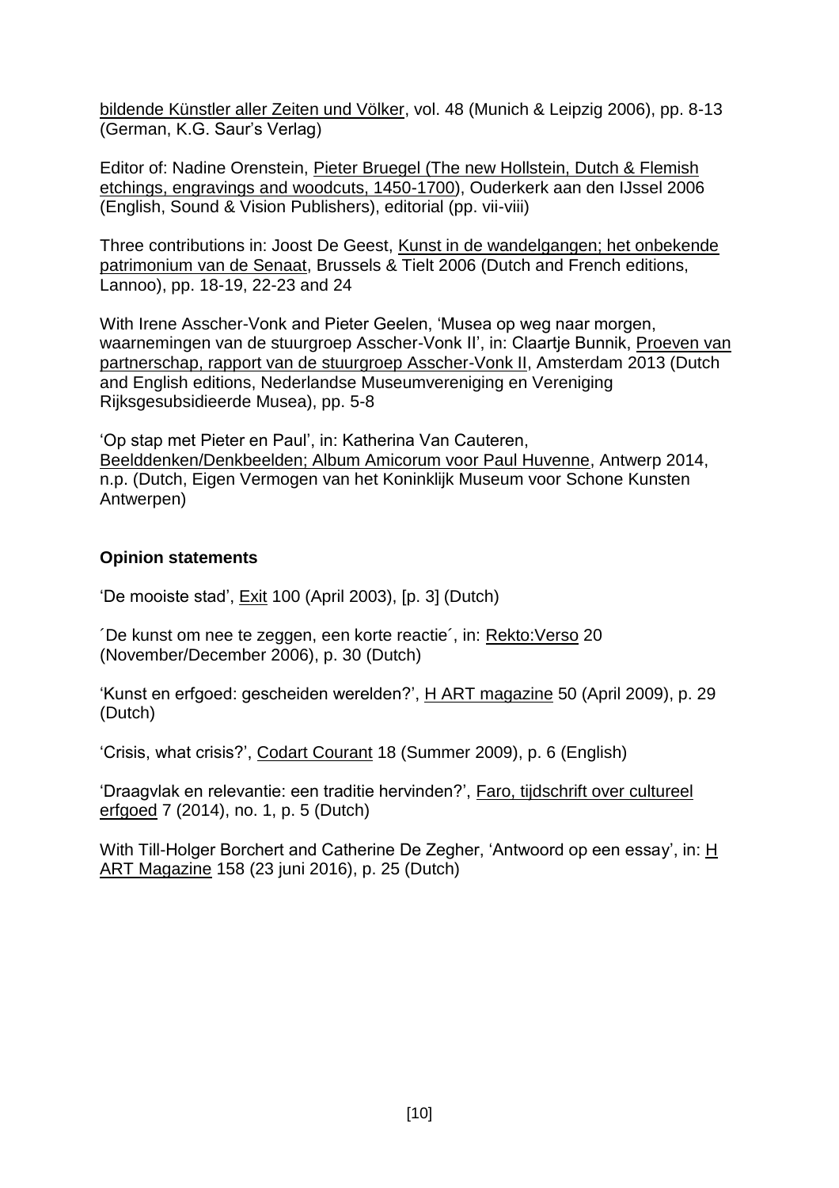bildende Künstler aller Zeiten und Völker, vol. 48 (Munich & Leipzig 2006), pp. 8-13 (German, K.G. Saur's Verlag)

Editor of: Nadine Orenstein, Pieter Bruegel (The new Hollstein, Dutch & Flemish etchings, engravings and woodcuts, 1450-1700), Ouderkerk aan den IJssel 2006 (English, Sound & Vision Publishers), editorial (pp. vii-viii)

Three contributions in: Joost De Geest, Kunst in de wandelgangen; het onbekende patrimonium van de Senaat, Brussels & Tielt 2006 (Dutch and French editions, Lannoo), pp. 18-19, 22-23 and 24

With Irene Asscher-Vonk and Pieter Geelen, 'Musea op weg naar morgen, waarnemingen van de stuurgroep Asscher-Vonk II', in: Claartje Bunnik, Proeven van partnerschap, rapport van de stuurgroep Asscher-Vonk II, Amsterdam 2013 (Dutch and English editions, Nederlandse Museumvereniging en Vereniging Rijksgesubsidieerde Musea), pp. 5-8

'Op stap met Pieter en Paul', in: Katherina Van Cauteren, Beelddenken/Denkbeelden; Album Amicorum voor Paul Huvenne, Antwerp 2014, n.p. (Dutch, Eigen Vermogen van het Koninklijk Museum voor Schone Kunsten Antwerpen)

**Opinion statements**

'De mooiste stad', Exit 100 (April 2003), [p. 3] (Dutch)

´De kunst om nee te zeggen, een korte reactie´, in: Rekto:Verso 20 (November/December 2006), p. 30 (Dutch)

'Kunst en erfgoed: gescheiden werelden?', H ART magazine 50 (April 2009), p. 29 (Dutch)

'Crisis, what crisis?', Codart Courant 18 (Summer 2009), p. 6 (English)

'Draagvlak en relevantie: een traditie hervinden?', Faro, tijdschrift over cultureel erfgoed 7 (2014), no. 1, p. 5 (Dutch)

With Till-Holger Borchert and Catherine De Zegher, 'Antwoord op een essay', in: H ART Magazine 158 (23 juni 2016), p. 25 (Dutch)